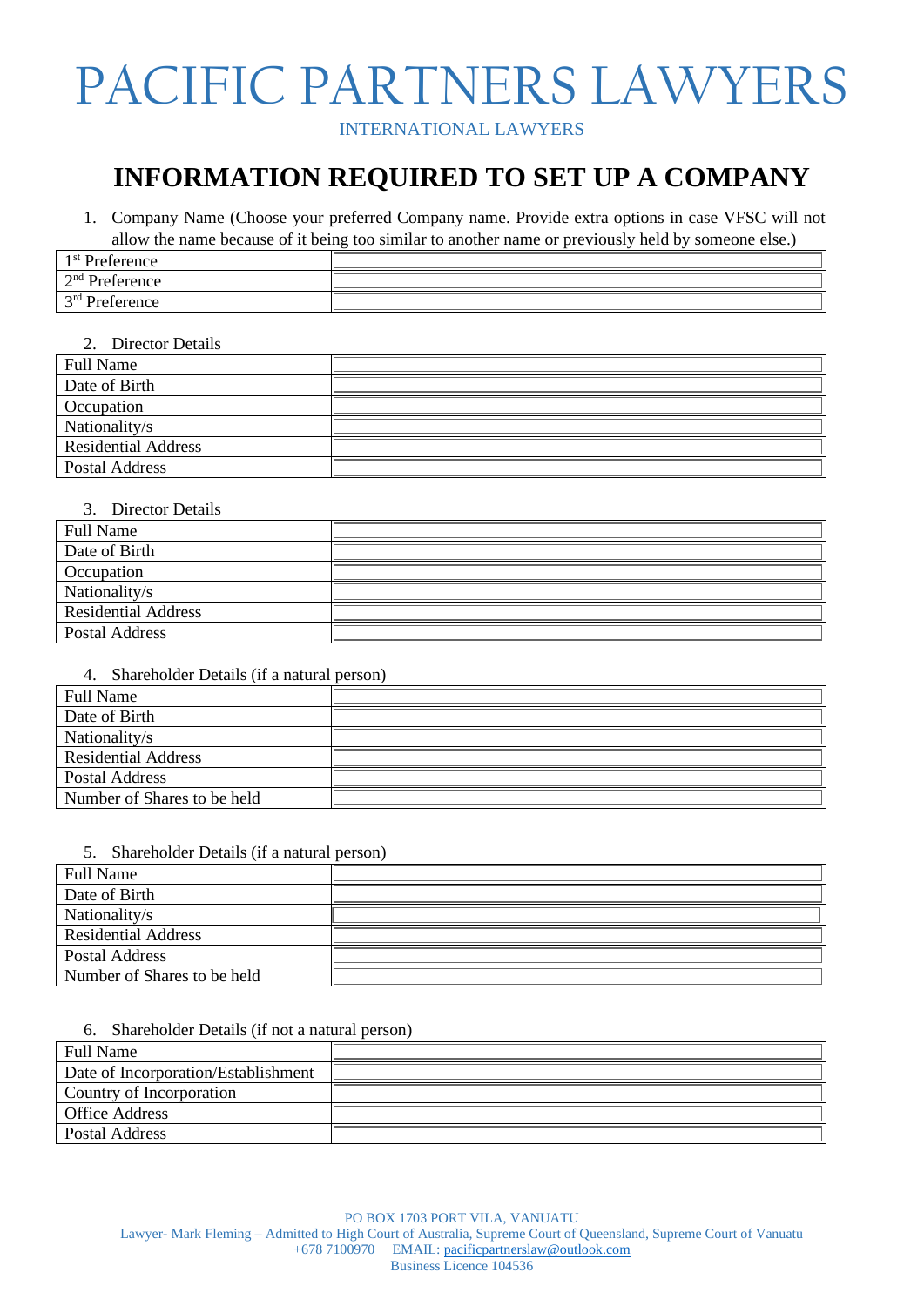# PACIFIC PARTNERS LAWYERS

INTERNATIONAL LAWYERS

## INFORMATION REQUIRED TO SET UP A COMPANY

1. Company Name (Choose your preferred Company name. Provide extra options in case VFSC will not allow the name because of it being too similar to another name or previously held by someone else.)

| | |
|---|---|
| 1st Preference | |
| 2nd Preference | |
| 3rd Preference | |

2. Director Details

| | |
|---|---|
| Full Name | |
| Date of Birth | |
| Occupation | |
| Nationality/s | |
| Residential Address | |
| Postal Address | |

3. Director Details

| | |
|---|---|
| Full Name | |
| Date of Birth | |
| Occupation | |
| Nationality/s | |
| Residential Address | |
| Postal Address | |

4. Shareholder Details (if a natural person)

| | |
|---|---|
| Full Name | |
| Date of Birth | |
| Nationality/s | |
| Residential Address | |
| Postal Address | |
| Number of Shares to be held | |

5. Shareholder Details (if a natural person)

| | |
|---|---|
| Full Name | |
| Date of Birth | |
| Nationality/s | |
| Residential Address | |
| Postal Address | |
| Number of Shares to be held | |

6. Shareholder Details (if not a natural person)

| | |
|---|---|
| Full Name | |
| Date of Incorporation/Establishment | |
| Country of Incorporation | |
| Office Address | |
| Postal Address | |

PO BOX 1703 PORT VILA, VANUATU
Lawyer- Mark Fleming – Admitted to High Court of Australia, Supreme Court of Queensland, Supreme Court of Vanuatu
+678 7100970 EMAIL: pacificpartnerslaw@outlook.com
Business Licence 104536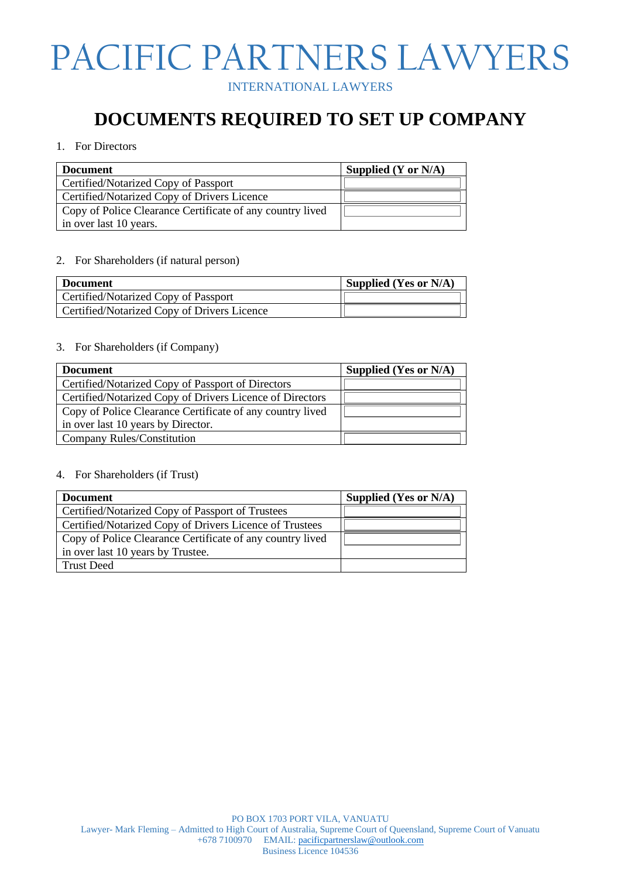# PACIFIC PARTNERS LAWYERS

INTERNATIONAL LAWYERS

## DOCUMENTS REQUIRED TO SET UP COMPANY

1. For Directors

| **Document** | **Supplied (Y or N/A)** |
|---|---|
| Certified/Notarized Copy of Passport | |
| Certified/Notarized Copy of Drivers Licence | |
| Copy of Police Clearance Certificate of any country lived in over last 10 years. | |

2. For Shareholders (if natural person)

| **Document** | **Supplied (Yes or N/A)** |
|---|---|
| Certified/Notarized Copy of Passport | |
| Certified/Notarized Copy of Drivers Licence | |

3. For Shareholders (if Company)

| **Document** | **Supplied (Yes or N/A)** |
|---|---|
| Certified/Notarized Copy of Passport of Directors | |
| Certified/Notarized Copy of Drivers Licence of Directors | |
| Copy of Police Clearance Certificate of any country lived in over last 10 years by Director. | |
| Company Rules/Constitution | |

4. For Shareholders (if Trust)

| **Document** | **Supplied (Yes or N/A)** |
|---|---|
| Certified/Notarized Copy of Passport of Trustees | |
| Certified/Notarized Copy of Drivers Licence of Trustees | |
| Copy of Police Clearance Certificate of any country lived in over last 10 years by Trustee. | |
| Trust Deed | |

PO BOX 1703 PORT VILA, VANUATU
Lawyer- Mark Fleming – Admitted to High Court of Australia, Supreme Court of Queensland, Supreme Court of Vanuatu
+678 7100970 EMAIL: pacificpartnerslaw@outlook.com
Business Licence 104536